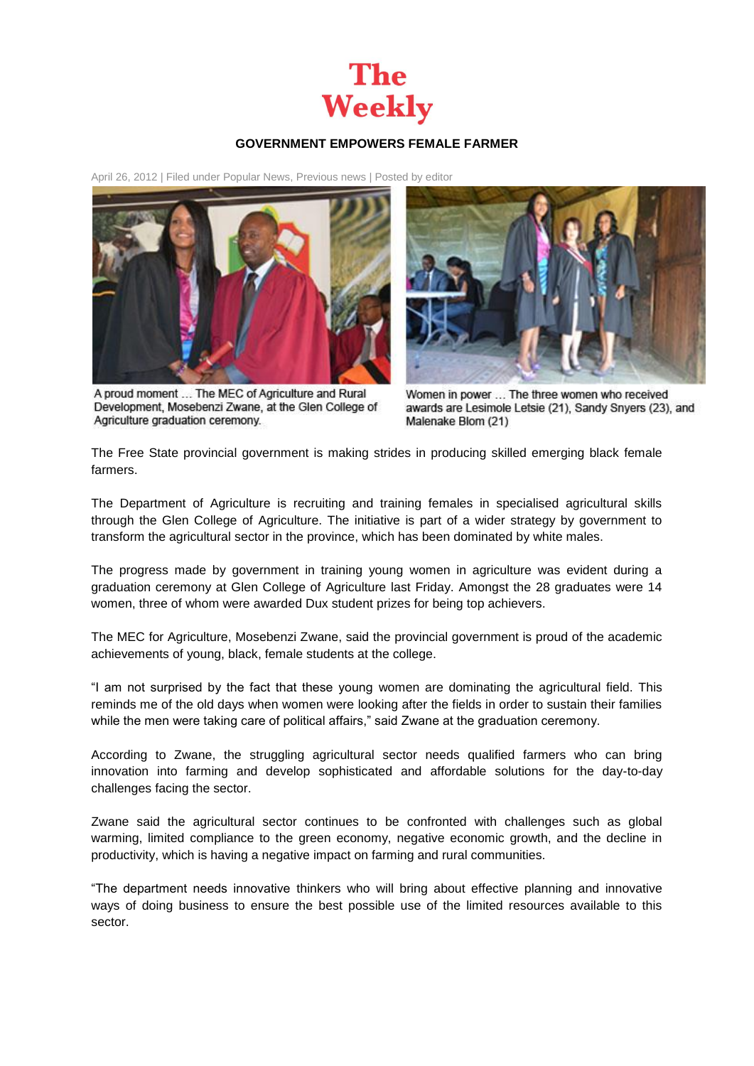# The Weekly

## GOVERNMENT EMPOWERS FEMALE FARMER

April 26, 2012 | Filed under Popular News, Previous news | Posted by editor

A proud moment … The MEC of Agriculture and Rural Development, Mosebenzi Zwane, at the Glen College of Agriculture graduation ceremony.

Women in power … The three women who received awards are Lesimole Letsie (21), Sandy Snyers (23), and Malenake Blom (21)

The Free State provincial government is making strides in producing skilled emerging black female farmers.

The Department of Agriculture is recruiting and training females in specialised agricultural skills through the Glen College of Agriculture. The initiative is part of a wider strategy by government to transform the agricultural sector in the province, which has been dominated by white males.

The progress made by government in training young women in agriculture was evident during a graduation ceremony at Glen College of Agriculture last Friday. Amongst the 28 graduates were 14 women, three of whom were awarded Dux student prizes for being top achievers.

The MEC for Agriculture, Mosebenzi Zwane, said the provincial government is proud of the academic achievements of young, black, female students at the college.

"I am not surprised by the fact that these young women are dominating the agricultural field. This reminds me of the old days when women were looking after the fields in order to sustain their families while the men were taking care of political affairs," said Zwane at the graduation ceremony.

According to Zwane, the struggling agricultural sector needs qualified farmers who can bring innovation into farming and develop sophisticated and affordable solutions for the day-to-day challenges facing the sector.

Zwane said the agricultural sector continues to be confronted with challenges such as global warming, limited compliance to the green economy, negative economic growth, and the decline in productivity, which is having a negative impact on farming and rural communities.

"The department needs innovative thinkers who will bring about effective planning and innovative ways of doing business to ensure the best possible use of the limited resources available to this sector.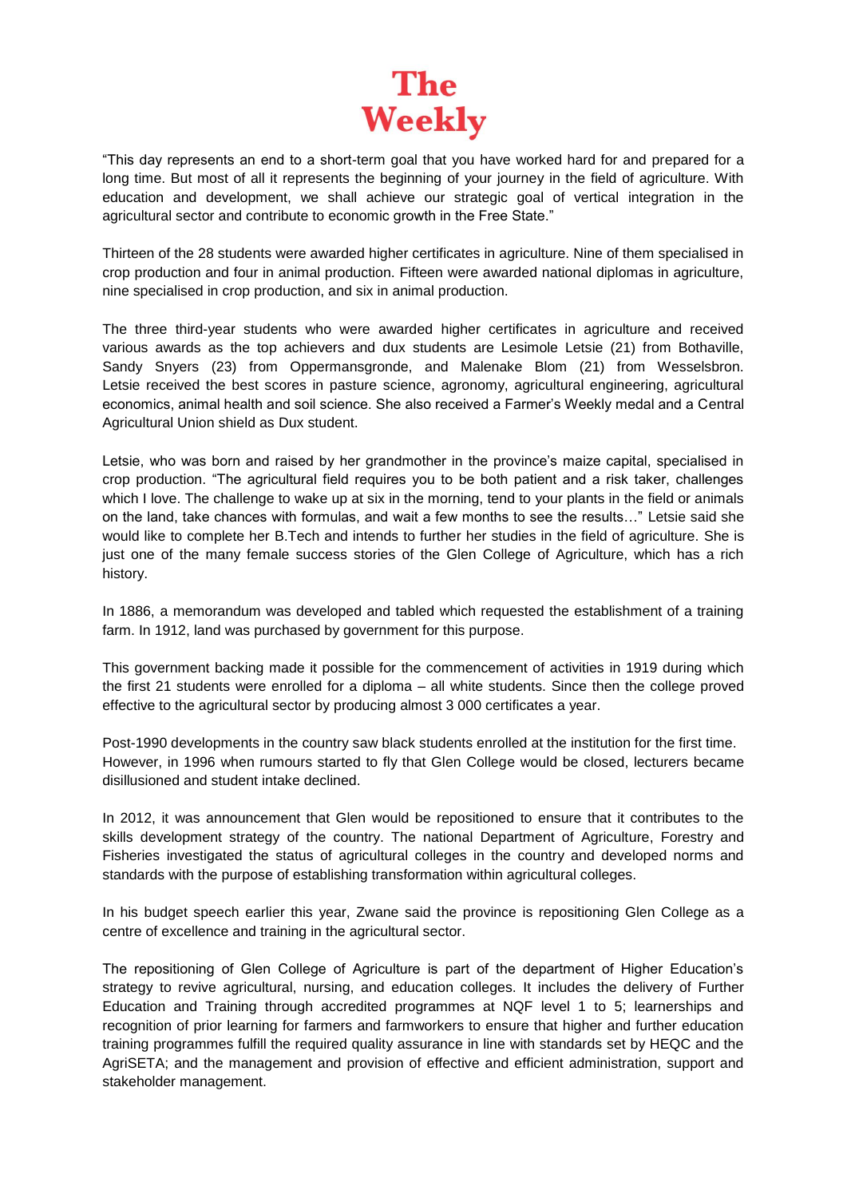"This day represents an end to a short-term goal that you have worked hard for and prepared for a long time. But most of all it represents the beginning of your journey in the field of agriculture. With education and development, we shall achieve our strategic goal of vertical integration in the agricultural sector and contribute to economic growth in the Free State."

Thirteen of the 28 students were awarded higher certificates in agriculture. Nine of them specialised in crop production and four in animal production. Fifteen were awarded national diplomas in agriculture, nine specialised in crop production, and six in animal production.

The three third-year students who were awarded higher certificates in agriculture and received various awards as the top achievers and dux students are Lesimole Letsie (21) from Bothaville, Sandy Snyers (23) from Oppermansgronde, and Malenake Blom (21) from Wesselsbron. Letsie received the best scores in pasture science, agronomy, agricultural engineering, agricultural economics, animal health and soil science. She also received a Farmer's Weekly medal and a Central Agricultural Union shield as Dux student.

Letsie, who was born and raised by her grandmother in the province's maize capital, specialised in crop production. "The agricultural field requires you to be both patient and a risk taker, challenges which I love. The challenge to wake up at six in the morning, tend to your plants in the field or animals on the land, take chances with formulas, and wait a few months to see the results…" Letsie said she would like to complete her B.Tech and intends to further her studies in the field of agriculture. She is just one of the many female success stories of the Glen College of Agriculture, which has a rich history.

In 1886, a memorandum was developed and tabled which requested the establishment of a training farm. In 1912, land was purchased by government for this purpose.

This government backing made it possible for the commencement of activities in 1919 during which the first 21 students were enrolled for a diploma – all white students. Since then the college proved effective to the agricultural sector by producing almost 3 000 certificates a year.

Post-1990 developments in the country saw black students enrolled at the institution for the first time. However, in 1996 when rumours started to fly that Glen College would be closed, lecturers became disillusioned and student intake declined.

In 2012, it was announcement that Glen would be repositioned to ensure that it contributes to the skills development strategy of the country. The national Department of Agriculture, Forestry and Fisheries investigated the status of agricultural colleges in the country and developed norms and standards with the purpose of establishing transformation within agricultural colleges.

In his budget speech earlier this year, Zwane said the province is repositioning Glen College as a centre of excellence and training in the agricultural sector.

The repositioning of Glen College of Agriculture is part of the department of Higher Education's strategy to revive agricultural, nursing, and education colleges. It includes the delivery of Further Education and Training through accredited programmes at NQF level 1 to 5; learnerships and recognition of prior learning for farmers and farmworkers to ensure that higher and further education training programmes fulfill the required quality assurance in line with standards set by HEQC and the AgriSETA; and the management and provision of effective and efficient administration, support and stakeholder management.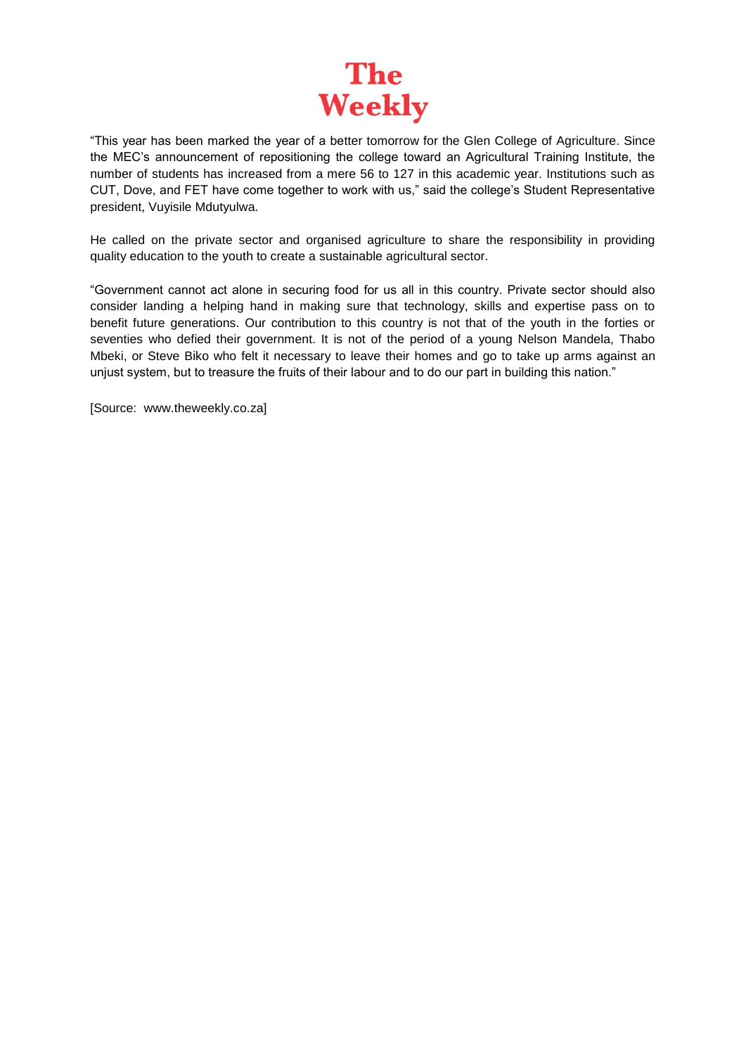# The Weekly

"This year has been marked the year of a better tomorrow for the Glen College of Agriculture. Since the MEC's announcement of repositioning the college toward an Agricultural Training Institute, the number of students has increased from a mere 56 to 127 in this academic year. Institutions such as CUT, Dove, and FET have come together to work with us," said the college's Student Representative president, Vuyisile Mdutyulwa.

He called on the private sector and organised agriculture to share the responsibility in providing quality education to the youth to create a sustainable agricultural sector.

"Government cannot act alone in securing food for us all in this country. Private sector should also consider landing a helping hand in making sure that technology, skills and expertise pass on to benefit future generations. Our contribution to this country is not that of the youth in the forties or seventies who defied their government. It is not of the period of a young Nelson Mandela, Thabo Mbeki, or Steve Biko who felt it necessary to leave their homes and go to take up arms against an unjust system, but to treasure the fruits of their labour and to do our part in building this nation."

[Source: www.theweekly.co.za]